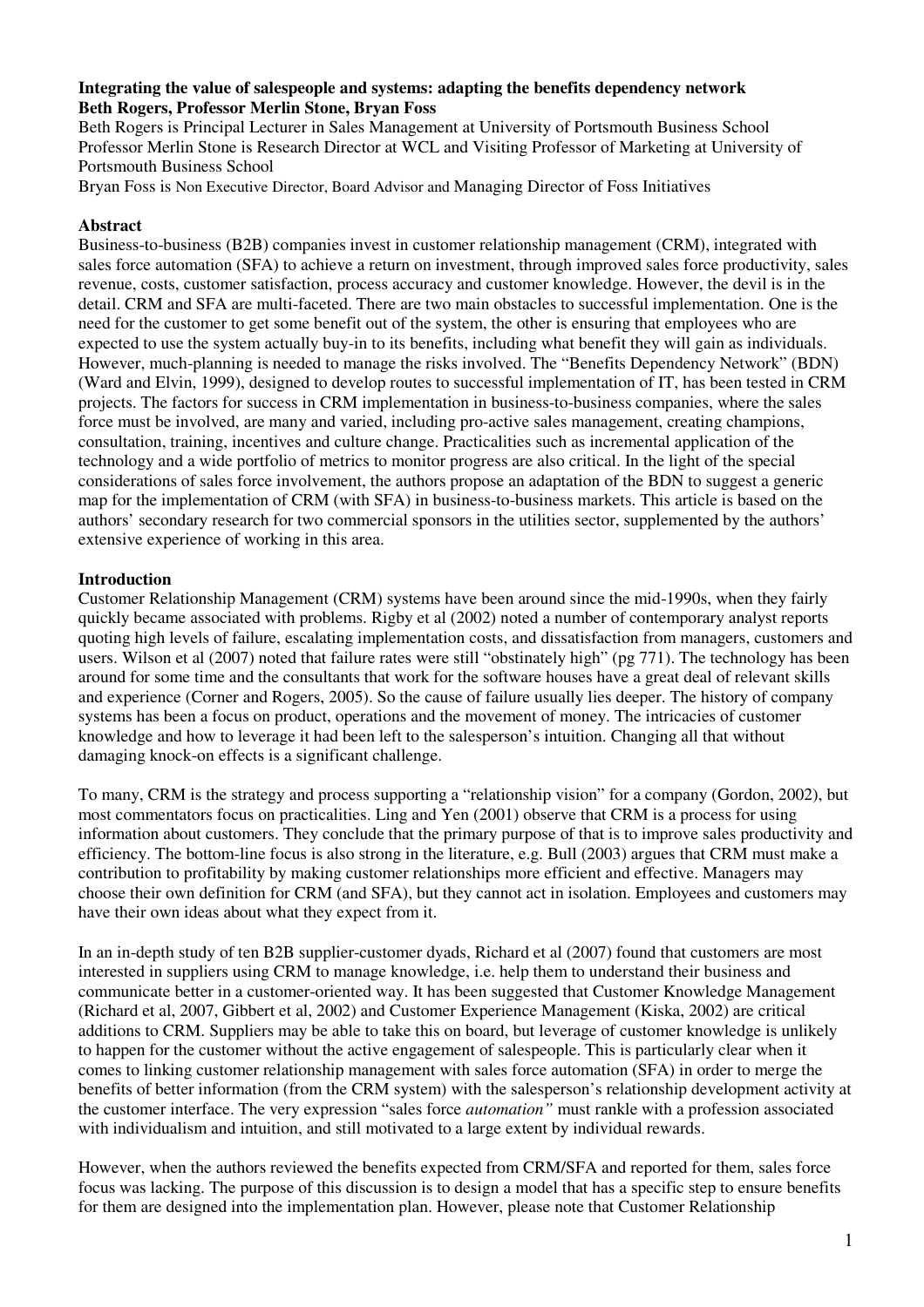# Integrating the value of salespeople and systems: adapting the benefits dependency network

**Beth Rogers, Professor Merlin Stone, Bryan Foss**

Beth Rogers is Principal Lecturer in Sales Management at University of Portsmouth Business School
Professor Merlin Stone is Research Director at WCL and Visiting Professor of Marketing at University of Portsmouth Business School
Bryan Foss is Non Executive Director, Board Advisor and Managing Director of Foss Initiatives

## Abstract

Business-to-business (B2B) companies invest in customer relationship management (CRM), integrated with sales force automation (SFA) to achieve a return on investment, through improved sales force productivity, sales revenue, costs, customer satisfaction, process accuracy and customer knowledge. However, the devil is in the detail. CRM and SFA are multi-faceted. There are two main obstacles to successful implementation. One is the need for the customer to get some benefit out of the system, the other is ensuring that employees who are expected to use the system actually buy-in to its benefits, including what benefit they will gain as individuals. However, much-planning is needed to manage the risks involved. The "Benefits Dependency Network" (BDN) (Ward and Elvin, 1999), designed to develop routes to successful implementation of IT, has been tested in CRM projects. The factors for success in CRM implementation in business-to-business companies, where the sales force must be involved, are many and varied, including pro-active sales management, creating champions, consultation, training, incentives and culture change. Practicalities such as incremental application of the technology and a wide portfolio of metrics to monitor progress are also critical. In the light of the special considerations of sales force involvement, the authors propose an adaptation of the BDN to suggest a generic map for the implementation of CRM (with SFA) in business-to-business markets. This article is based on the authors' secondary research for two commercial sponsors in the utilities sector, supplemented by the authors' extensive experience of working in this area.

## Introduction

Customer Relationship Management (CRM) systems have been around since the mid-1990s, when they fairly quickly became associated with problems. Rigby et al (2002) noted a number of contemporary analyst reports quoting high levels of failure, escalating implementation costs, and dissatisfaction from managers, customers and users. Wilson et al (2007) noted that failure rates were still "obstinately high" (pg 771). The technology has been around for some time and the consultants that work for the software houses have a great deal of relevant skills and experience (Corner and Rogers, 2005). So the cause of failure usually lies deeper. The history of company systems has been a focus on product, operations and the movement of money. The intricacies of customer knowledge and how to leverage it had been left to the salesperson's intuition. Changing all that without damaging knock-on effects is a significant challenge.

To many, CRM is the strategy and process supporting a "relationship vision" for a company (Gordon, 2002), but most commentators focus on practicalities. Ling and Yen (2001) observe that CRM is a process for using information about customers. They conclude that the primary purpose of that is to improve sales productivity and efficiency. The bottom-line focus is also strong in the literature, e.g. Bull (2003) argues that CRM must make a contribution to profitability by making customer relationships more efficient and effective. Managers may choose their own definition for CRM (and SFA), but they cannot act in isolation. Employees and customers may have their own ideas about what they expect from it.

In an in-depth study of ten B2B supplier-customer dyads, Richard et al (2007) found that customers are most interested in suppliers using CRM to manage knowledge, i.e. help them to understand their business and communicate better in a customer-oriented way. It has been suggested that Customer Knowledge Management (Richard et al, 2007, Gibbert et al, 2002) and Customer Experience Management (Kiska, 2002) are critical additions to CRM. Suppliers may be able to take this on board, but leverage of customer knowledge is unlikely to happen for the customer without the active engagement of salespeople. This is particularly clear when it comes to linking customer relationship management with sales force automation (SFA) in order to merge the benefits of better information (from the CRM system) with the salesperson's relationship development activity at the customer interface. The very expression "sales force *automation"* must rankle with a profession associated with individualism and intuition, and still motivated to a large extent by individual rewards.

However, when the authors reviewed the benefits expected from CRM/SFA and reported for them, sales force focus was lacking. The purpose of this discussion is to design a model that has a specific step to ensure benefits for them are designed into the implementation plan. However, please note that Customer Relationship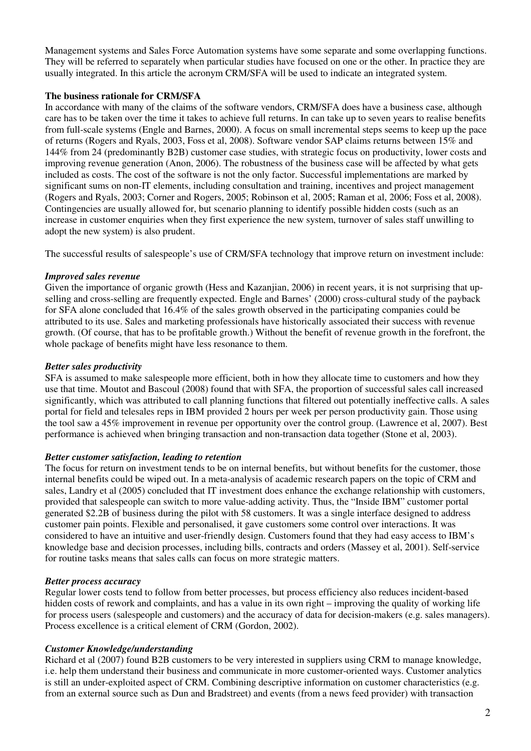Management systems and Sales Force Automation systems have some separate and some overlapping functions. They will be referred to separately when particular studies have focused on one or the other. In practice they are usually integrated. In this article the acronym CRM/SFA will be used to indicate an integrated system.

**The business rationale for CRM/SFA**

In accordance with many of the claims of the software vendors, CRM/SFA does have a business case, although care has to be taken over the time it takes to achieve full returns. In can take up to seven years to realise benefits from full-scale systems (Engle and Barnes, 2000). A focus on small incremental steps seems to keep up the pace of returns (Rogers and Ryals, 2003, Foss et al, 2008). Software vendor SAP claims returns between 15% and 144% from 24 (predominantly B2B) customer case studies, with strategic focus on productivity, lower costs and improving revenue generation (Anon, 2006). The robustness of the business case will be affected by what gets included as costs. The cost of the software is not the only factor. Successful implementations are marked by significant sums on non-IT elements, including consultation and training, incentives and project management (Rogers and Ryals, 2003; Corner and Rogers, 2005; Robinson et al, 2005; Raman et al, 2006; Foss et al, 2008). Contingencies are usually allowed for, but scenario planning to identify possible hidden costs (such as an increase in customer enquiries when they first experience the new system, turnover of sales staff unwilling to adopt the new system) is also prudent.

The successful results of salespeople's use of CRM/SFA technology that improve return on investment include:

***Improved sales revenue***

Given the importance of organic growth (Hess and Kazanjian, 2006) in recent years, it is not surprising that up-selling and cross-selling are frequently expected. Engle and Barnes' (2000) cross-cultural study of the payback for SFA alone concluded that 16.4% of the sales growth observed in the participating companies could be attributed to its use. Sales and marketing professionals have historically associated their success with revenue growth. (Of course, that has to be profitable growth.) Without the benefit of revenue growth in the forefront, the whole package of benefits might have less resonance to them.

***Better sales productivity***

SFA is assumed to make salespeople more efficient, both in how they allocate time to customers and how they use that time. Moutot and Bascoul (2008) found that with SFA, the proportion of successful sales call increased significantly, which was attributed to call planning functions that filtered out potentially ineffective calls. A sales portal for field and telesales reps in IBM provided 2 hours per week per person productivity gain. Those using the tool saw a 45% improvement in revenue per opportunity over the control group. (Lawrence et al, 2007). Best performance is achieved when bringing transaction and non-transaction data together (Stone et al, 2003).

***Better customer satisfaction, leading to retention***

The focus for return on investment tends to be on internal benefits, but without benefits for the customer, those internal benefits could be wiped out. In a meta-analysis of academic research papers on the topic of CRM and sales, Landry et al (2005) concluded that IT investment does enhance the exchange relationship with customers, provided that salespeople can switch to more value-adding activity. Thus, the "Inside IBM" customer portal generated $2.2B of business during the pilot with 58 customers. It was a single interface designed to address customer pain points. Flexible and personalised, it gave customers some control over interactions. It was considered to have an intuitive and user-friendly design. Customers found that they had easy access to IBM's knowledge base and decision processes, including bills, contracts and orders (Massey et al, 2001). Self-service for routine tasks means that sales calls can focus on more strategic matters.

***Better process accuracy***

Regular lower costs tend to follow from better processes, but process efficiency also reduces incident-based hidden costs of rework and complaints, and has a value in its own right – improving the quality of working life for process users (salespeople and customers) and the accuracy of data for decision-makers (e.g. sales managers). Process excellence is a critical element of CRM (Gordon, 2002).

***Customer Knowledge/understanding***

Richard et al (2007) found B2B customers to be very interested in suppliers using CRM to manage knowledge, i.e. help them understand their business and communicate in more customer-oriented ways. Customer analytics is still an under-exploited aspect of CRM. Combining descriptive information on customer characteristics (e.g. from an external source such as Dun and Bradstreet) and events (from a news feed provider) with transaction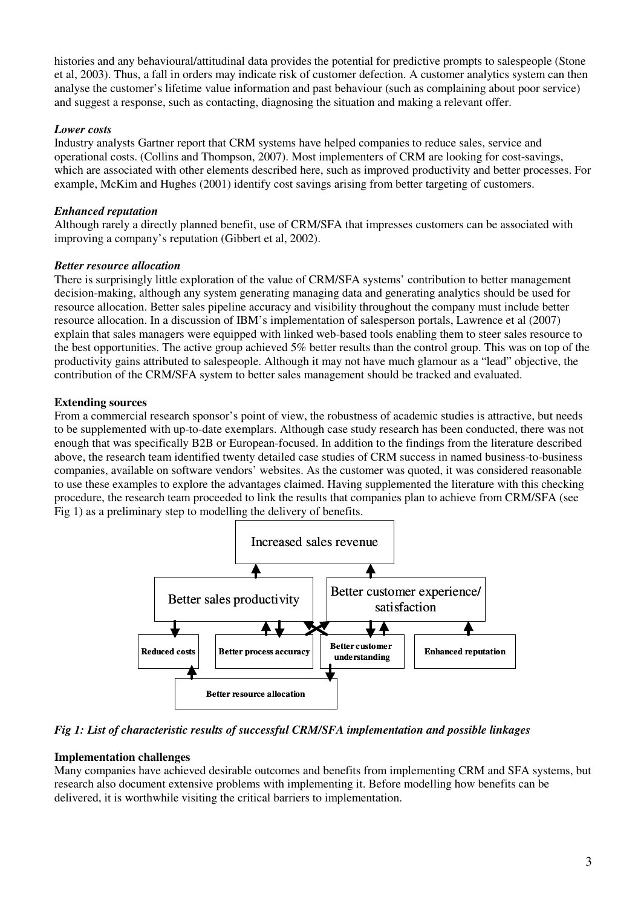histories and any behavioural/attitudinal data provides the potential for predictive prompts to salespeople (Stone et al, 2003). Thus, a fall in orders may indicate risk of customer defection. A customer analytics system can then analyse the customer's lifetime value information and past behaviour (such as complaining about poor service) and suggest a response, such as contacting, diagnosing the situation and making a relevant offer.

***Lower costs***

Industry analysts Gartner report that CRM systems have helped companies to reduce sales, service and operational costs. (Collins and Thompson, 2007). Most implementers of CRM are looking for cost-savings, which are associated with other elements described here, such as improved productivity and better processes. For example, McKim and Hughes (2001) identify cost savings arising from better targeting of customers.

***Enhanced reputation***

Although rarely a directly planned benefit, use of CRM/SFA that impresses customers can be associated with improving a company's reputation (Gibbert et al, 2002).

***Better resource allocation***

There is surprisingly little exploration of the value of CRM/SFA systems' contribution to better management decision-making, although any system generating managing data and generating analytics should be used for resource allocation. Better sales pipeline accuracy and visibility throughout the company must include better resource allocation. In a discussion of IBM's implementation of salesperson portals, Lawrence et al (2007) explain that sales managers were equipped with linked web-based tools enabling them to steer sales resource to the best opportunities. The active group achieved 5% better results than the control group. This was on top of the productivity gains attributed to salespeople. Although it may not have much glamour as a "lead" objective, the contribution of the CRM/SFA system to better sales management should be tracked and evaluated.

**Extending sources**

From a commercial research sponsor's point of view, the robustness of academic studies is attractive, but needs to be supplemented with up-to-date exemplars. Although case study research has been conducted, there was not enough that was specifically B2B or European-focused. In addition to the findings from the literature described above, the research team identified twenty detailed case studies of CRM success in named business-to-business companies, available on software vendors' websites. As the customer was quoted, it was considered reasonable to use these examples to explore the advantages claimed. Having supplemented the literature with this checking procedure, the research team proceeded to link the results that companies plan to achieve from CRM/SFA (see Fig 1) as a preliminary step to modelling the delivery of benefits.

*Fig 1: List of characteristic results of successful CRM/SFA implementation and possible linkages*

**Implementation challenges**

Many companies have achieved desirable outcomes and benefits from implementing CRM and SFA systems, but research also document extensive problems with implementing it. Before modelling how benefits can be delivered, it is worthwhile visiting the critical barriers to implementation.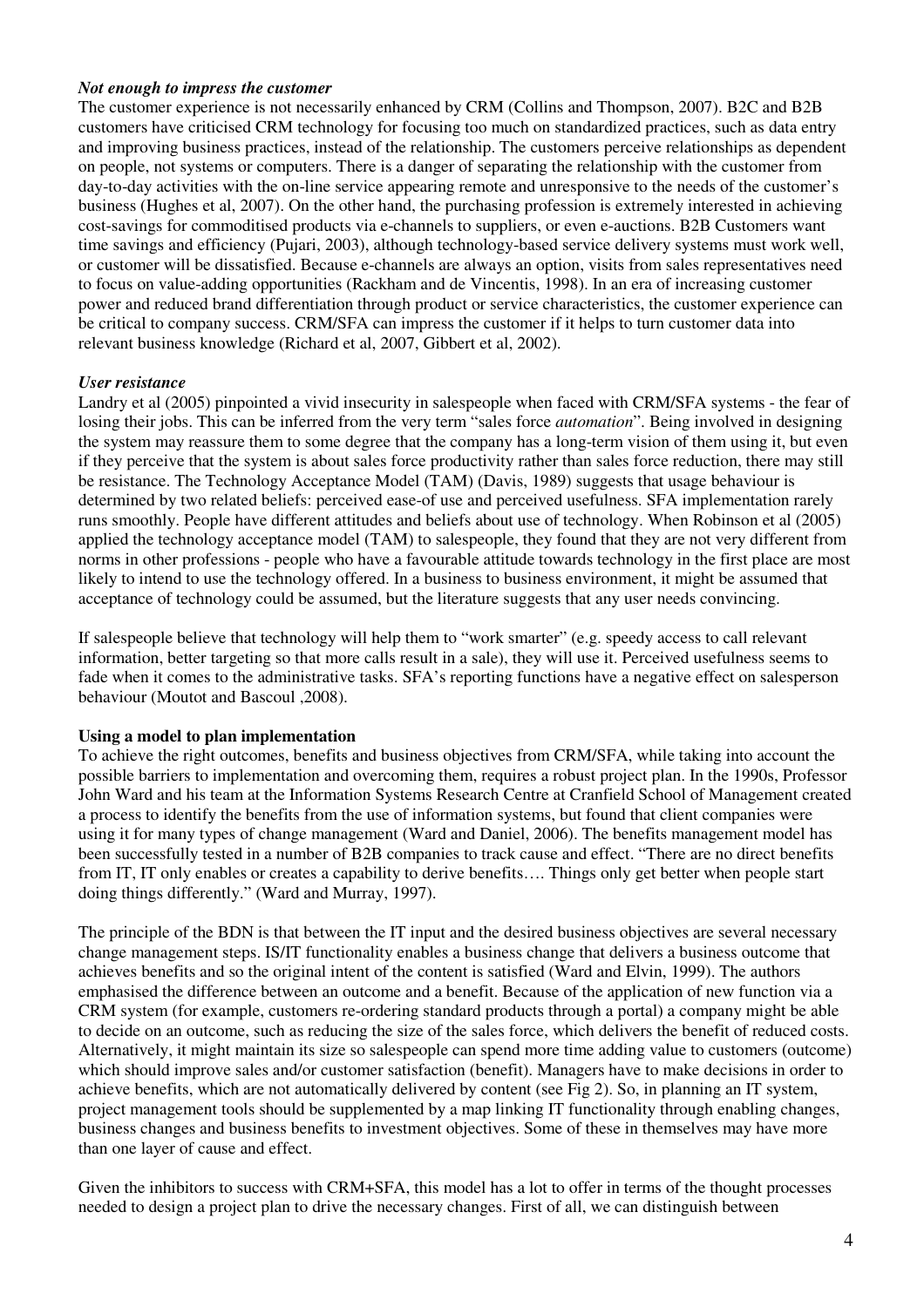***Not enough to impress the customer***

The customer experience is not necessarily enhanced by CRM (Collins and Thompson, 2007). B2C and B2B customers have criticised CRM technology for focusing too much on standardized practices, such as data entry and improving business practices, instead of the relationship. The customers perceive relationships as dependent on people, not systems or computers. There is a danger of separating the relationship with the customer from day-to-day activities with the on-line service appearing remote and unresponsive to the needs of the customer's business (Hughes et al, 2007). On the other hand, the purchasing profession is extremely interested in achieving cost-savings for commoditised products via e-channels to suppliers, or even e-auctions. B2B Customers want time savings and efficiency (Pujari, 2003), although technology-based service delivery systems must work well, or customer will be dissatisfied. Because e-channels are always an option, visits from sales representatives need to focus on value-adding opportunities (Rackham and de Vincentis, 1998). In an era of increasing customer power and reduced brand differentiation through product or service characteristics, the customer experience can be critical to company success. CRM/SFA can impress the customer if it helps to turn customer data into relevant business knowledge (Richard et al, 2007, Gibbert et al, 2002).

***User resistance***

Landry et al (2005) pinpointed a vivid insecurity in salespeople when faced with CRM/SFA systems - the fear of losing their jobs. This can be inferred from the very term "sales force *automation*". Being involved in designing the system may reassure them to some degree that the company has a long-term vision of them using it, but even if they perceive that the system is about sales force productivity rather than sales force reduction, there may still be resistance. The Technology Acceptance Model (TAM) (Davis, 1989) suggests that usage behaviour is determined by two related beliefs: perceived ease-of use and perceived usefulness. SFA implementation rarely runs smoothly. People have different attitudes and beliefs about use of technology. When Robinson et al (2005) applied the technology acceptance model (TAM) to salespeople, they found that they are not very different from norms in other professions - people who have a favourable attitude towards technology in the first place are most likely to intend to use the technology offered. In a business to business environment, it might be assumed that acceptance of technology could be assumed, but the literature suggests that any user needs convincing.

If salespeople believe that technology will help them to "work smarter" (e.g. speedy access to call relevant information, better targeting so that more calls result in a sale), they will use it. Perceived usefulness seems to fade when it comes to the administrative tasks. SFA's reporting functions have a negative effect on salesperson behaviour (Moutot and Bascoul ,2008).

**Using a model to plan implementation**

To achieve the right outcomes, benefits and business objectives from CRM/SFA, while taking into account the possible barriers to implementation and overcoming them, requires a robust project plan. In the 1990s, Professor John Ward and his team at the Information Systems Research Centre at Cranfield School of Management created a process to identify the benefits from the use of information systems, but found that client companies were using it for many types of change management (Ward and Daniel, 2006). The benefits management model has been successfully tested in a number of B2B companies to track cause and effect. "There are no direct benefits from IT, IT only enables or creates a capability to derive benefits…. Things only get better when people start doing things differently." (Ward and Murray, 1997).

The principle of the BDN is that between the IT input and the desired business objectives are several necessary change management steps. IS/IT functionality enables a business change that delivers a business outcome that achieves benefits and so the original intent of the content is satisfied (Ward and Elvin, 1999). The authors emphasised the difference between an outcome and a benefit. Because of the application of new function via a CRM system (for example, customers re-ordering standard products through a portal) a company might be able to decide on an outcome, such as reducing the size of the sales force, which delivers the benefit of reduced costs. Alternatively, it might maintain its size so salespeople can spend more time adding value to customers (outcome) which should improve sales and/or customer satisfaction (benefit). Managers have to make decisions in order to achieve benefits, which are not automatically delivered by content (see Fig 2). So, in planning an IT system, project management tools should be supplemented by a map linking IT functionality through enabling changes, business changes and business benefits to investment objectives. Some of these in themselves may have more than one layer of cause and effect.

Given the inhibitors to success with CRM+SFA, this model has a lot to offer in terms of the thought processes needed to design a project plan to drive the necessary changes. First of all, we can distinguish between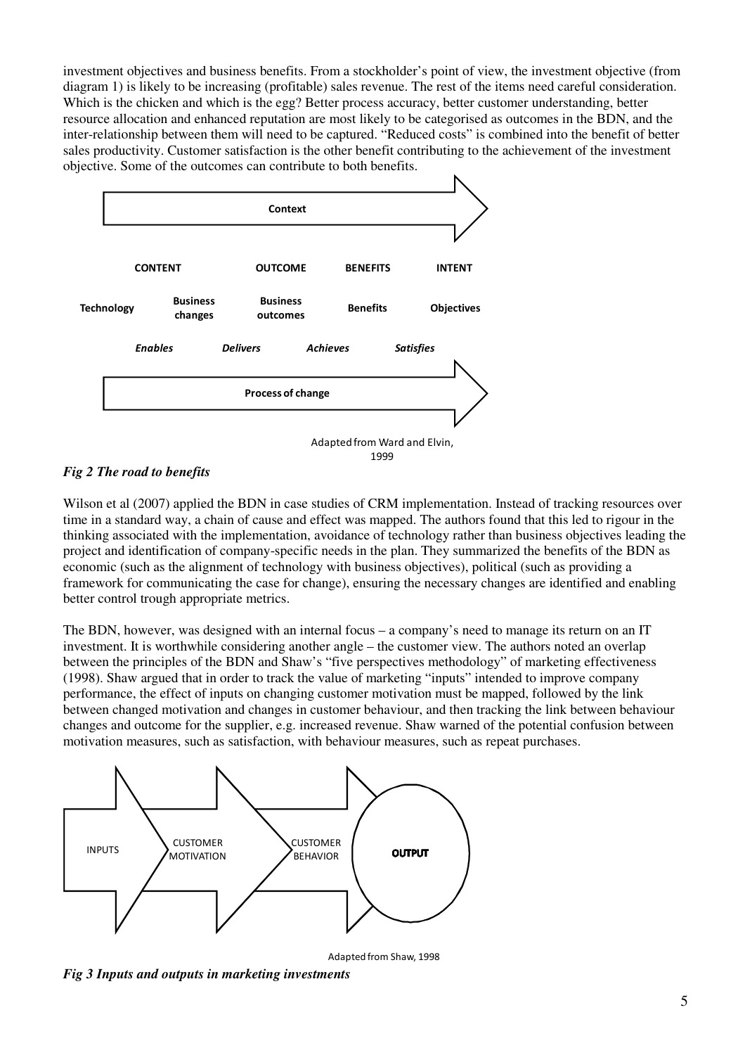investment objectives and business benefits. From a stockholder's point of view, the investment objective (from diagram 1) is likely to be increasing (profitable) sales revenue. The rest of the items need careful consideration. Which is the chicken and which is the egg? Better process accuracy, better customer understanding, better resource allocation and enhanced reputation are most likely to be categorised as outcomes in the BDN, and the inter-relationship between them will need to be captured. "Reduced costs" is combined into the benefit of better sales productivity. Customer satisfaction is the other benefit contributing to the achievement of the investment objective. Some of the outcomes can contribute to both benefits.

Context

| CONTENT | | OUTCOME | BENEFITS | INTENT |
|---|---|---|---|---|
| Technology | Business changes | Business outcomes | Benefits | Objectives |

*Enables* — *Delivers* — *Achieves* — *Satisfies*

Process of change

Adapted from Ward and Elvin, 1999

***Fig 2 The road to benefits***

Wilson et al (2007) applied the BDN in case studies of CRM implementation. Instead of tracking resources over time in a standard way, a chain of cause and effect was mapped. The authors found that this led to rigour in the thinking associated with the implementation, avoidance of technology rather than business objectives leading the project and identification of company-specific needs in the plan. They summarized the benefits of the BDN as economic (such as the alignment of technology with business objectives), political (such as providing a framework for communicating the case for change), ensuring the necessary changes are identified and enabling better control trough appropriate metrics.

The BDN, however, was designed with an internal focus – a company's need to manage its return on an IT investment. It is worthwhile considering another angle – the customer view. The authors noted an overlap between the principles of the BDN and Shaw's "five perspectives methodology" of marketing effectiveness (1998). Shaw argued that in order to track the value of marketing "inputs" intended to improve company performance, the effect of inputs on changing customer motivation must be mapped, followed by the link between changed motivation and changes in customer behaviour, and then tracking the link between behaviour changes and outcome for the supplier, e.g. increased revenue. Shaw warned of the potential confusion between motivation measures, such as satisfaction, with behaviour measures, such as repeat purchases.

INPUTS → CUSTOMER MOTIVATION → CUSTOMER BEHAVIOR → **OUTPUT**

Adapted from Shaw, 1998

***Fig 3 Inputs and outputs in marketing investments***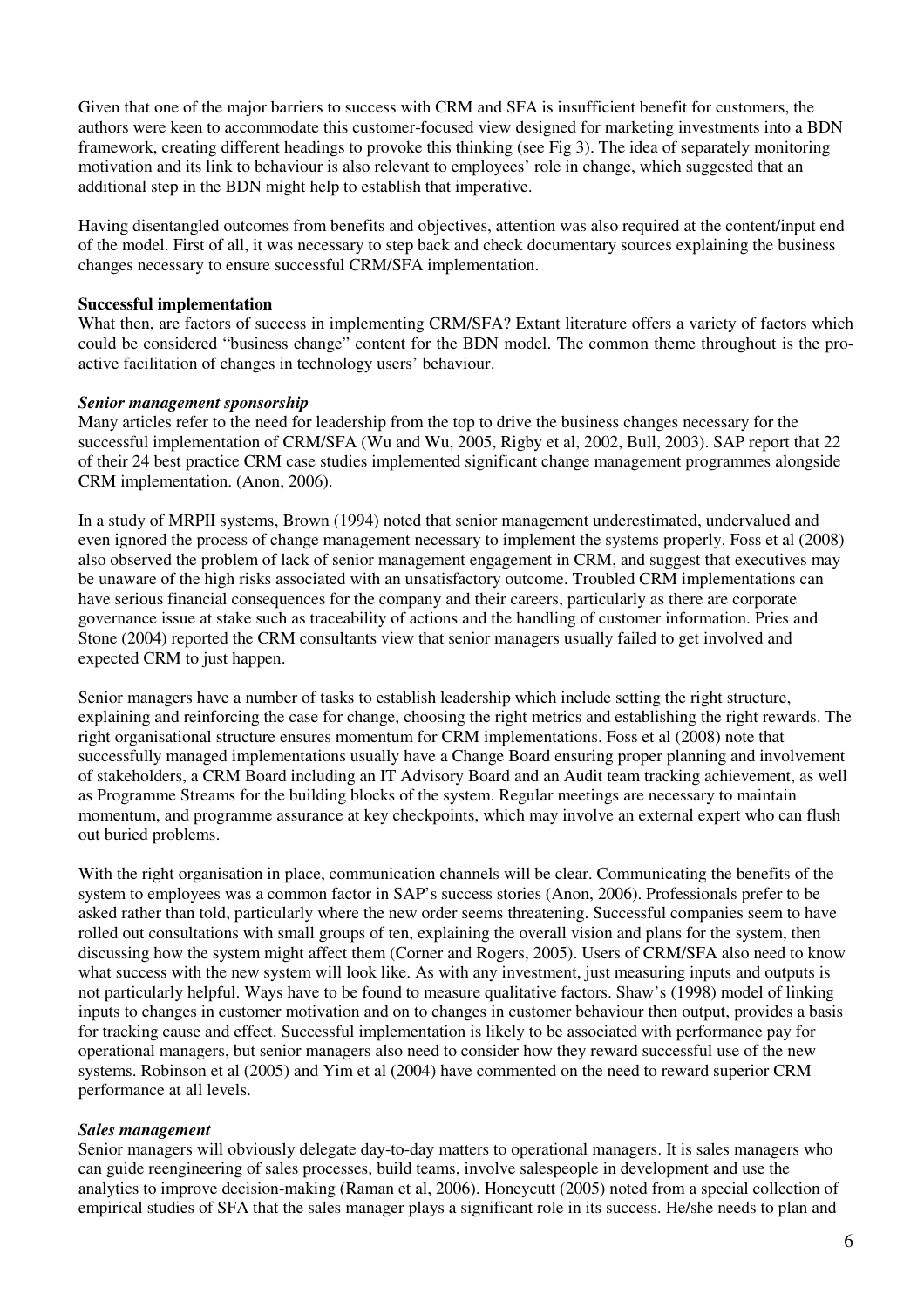Given that one of the major barriers to success with CRM and SFA is insufficient benefit for customers, the authors were keen to accommodate this customer-focused view designed for marketing investments into a BDN framework, creating different headings to provoke this thinking (see Fig 3). The idea of separately monitoring motivation and its link to behaviour is also relevant to employees' role in change, which suggested that an additional step in the BDN might help to establish that imperative.

Having disentangled outcomes from benefits and objectives, attention was also required at the content/input end of the model. First of all, it was necessary to step back and check documentary sources explaining the business changes necessary to ensure successful CRM/SFA implementation.

**Successful implementation**

What then, are factors of success in implementing CRM/SFA? Extant literature offers a variety of factors which could be considered "business change" content for the BDN model. The common theme throughout is the pro-active facilitation of changes in technology users' behaviour.

***Senior management sponsorship***

Many articles refer to the need for leadership from the top to drive the business changes necessary for the successful implementation of CRM/SFA (Wu and Wu, 2005, Rigby et al, 2002, Bull, 2003). SAP report that 22 of their 24 best practice CRM case studies implemented significant change management programmes alongside CRM implementation. (Anon, 2006).

In a study of MRPII systems, Brown (1994) noted that senior management underestimated, undervalued and even ignored the process of change management necessary to implement the systems properly. Foss et al (2008) also observed the problem of lack of senior management engagement in CRM, and suggest that executives may be unaware of the high risks associated with an unsatisfactory outcome. Troubled CRM implementations can have serious financial consequences for the company and their careers, particularly as there are corporate governance issue at stake such as traceability of actions and the handling of customer information. Pries and Stone (2004) reported the CRM consultants view that senior managers usually failed to get involved and expected CRM to just happen.

Senior managers have a number of tasks to establish leadership which include setting the right structure, explaining and reinforcing the case for change, choosing the right metrics and establishing the right rewards. The right organisational structure ensures momentum for CRM implementations. Foss et al (2008) note that successfully managed implementations usually have a Change Board ensuring proper planning and involvement of stakeholders, a CRM Board including an IT Advisory Board and an Audit team tracking achievement, as well as Programme Streams for the building blocks of the system. Regular meetings are necessary to maintain momentum, and programme assurance at key checkpoints, which may involve an external expert who can flush out buried problems.

With the right organisation in place, communication channels will be clear. Communicating the benefits of the system to employees was a common factor in SAP's success stories (Anon, 2006). Professionals prefer to be asked rather than told, particularly where the new order seems threatening. Successful companies seem to have rolled out consultations with small groups of ten, explaining the overall vision and plans for the system, then discussing how the system might affect them (Corner and Rogers, 2005). Users of CRM/SFA also need to know what success with the new system will look like. As with any investment, just measuring inputs and outputs is not particularly helpful. Ways have to be found to measure qualitative factors. Shaw's (1998) model of linking inputs to changes in customer motivation and on to changes in customer behaviour then output, provides a basis for tracking cause and effect. Successful implementation is likely to be associated with performance pay for operational managers, but senior managers also need to consider how they reward successful use of the new systems. Robinson et al (2005) and Yim et al (2004) have commented on the need to reward superior CRM performance at all levels.

***Sales management***

Senior managers will obviously delegate day-to-day matters to operational managers. It is sales managers who can guide reengineering of sales processes, build teams, involve salespeople in development and use the analytics to improve decision-making (Raman et al, 2006). Honeycutt (2005) noted from a special collection of empirical studies of SFA that the sales manager plays a significant role in its success. He/she needs to plan and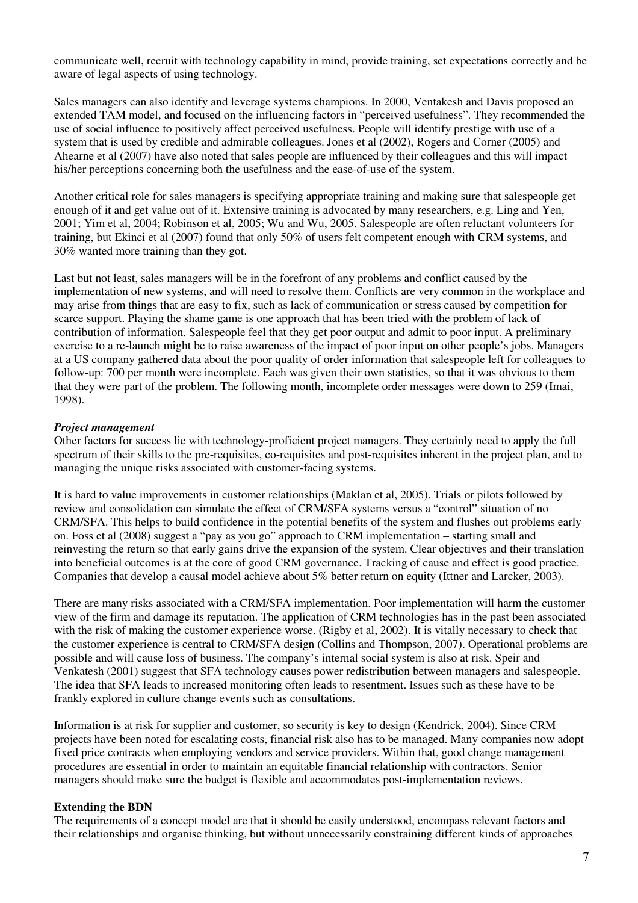communicate well, recruit with technology capability in mind, provide training, set expectations correctly and be aware of legal aspects of using technology.

Sales managers can also identify and leverage systems champions. In 2000, Ventakesh and Davis proposed an extended TAM model, and focused on the influencing factors in "perceived usefulness". They recommended the use of social influence to positively affect perceived usefulness. People will identify prestige with use of a system that is used by credible and admirable colleagues. Jones et al (2002), Rogers and Corner (2005) and Ahearne et al (2007) have also noted that sales people are influenced by their colleagues and this will impact his/her perceptions concerning both the usefulness and the ease-of-use of the system.

Another critical role for sales managers is specifying appropriate training and making sure that salespeople get enough of it and get value out of it. Extensive training is advocated by many researchers, e.g. Ling and Yen, 2001; Yim et al, 2004; Robinson et al, 2005; Wu and Wu, 2005. Salespeople are often reluctant volunteers for training, but Ekinci et al (2007) found that only 50% of users felt competent enough with CRM systems, and 30% wanted more training than they got.

Last but not least, sales managers will be in the forefront of any problems and conflict caused by the implementation of new systems, and will need to resolve them. Conflicts are very common in the workplace and may arise from things that are easy to fix, such as lack of communication or stress caused by competition for scarce support. Playing the shame game is one approach that has been tried with the problem of lack of contribution of information. Salespeople feel that they get poor output and admit to poor input. A preliminary exercise to a re-launch might be to raise awareness of the impact of poor input on other people's jobs. Managers at a US company gathered data about the poor quality of order information that salespeople left for colleagues to follow-up: 700 per month were incomplete. Each was given their own statistics, so that it was obvious to them that they were part of the problem. The following month, incomplete order messages were down to 259 (Imai, 1998).

***Project management***

Other factors for success lie with technology-proficient project managers. They certainly need to apply the full spectrum of their skills to the pre-requisites, co-requisites and post-requisites inherent in the project plan, and to managing the unique risks associated with customer-facing systems.

It is hard to value improvements in customer relationships (Maklan et al, 2005). Trials or pilots followed by review and consolidation can simulate the effect of CRM/SFA systems versus a "control" situation of no CRM/SFA. This helps to build confidence in the potential benefits of the system and flushes out problems early on. Foss et al (2008) suggest a "pay as you go" approach to CRM implementation – starting small and reinvesting the return so that early gains drive the expansion of the system. Clear objectives and their translation into beneficial outcomes is at the core of good CRM governance. Tracking of cause and effect is good practice. Companies that develop a causal model achieve about 5% better return on equity (Ittner and Larcker, 2003).

There are many risks associated with a CRM/SFA implementation. Poor implementation will harm the customer view of the firm and damage its reputation. The application of CRM technologies has in the past been associated with the risk of making the customer experience worse. (Rigby et al, 2002). It is vitally necessary to check that the customer experience is central to CRM/SFA design (Collins and Thompson, 2007). Operational problems are possible and will cause loss of business. The company's internal social system is also at risk. Speir and Venkatesh (2001) suggest that SFA technology causes power redistribution between managers and salespeople. The idea that SFA leads to increased monitoring often leads to resentment. Issues such as these have to be frankly explored in culture change events such as consultations.

Information is at risk for supplier and customer, so security is key to design (Kendrick, 2004). Since CRM projects have been noted for escalating costs, financial risk also has to be managed. Many companies now adopt fixed price contracts when employing vendors and service providers. Within that, good change management procedures are essential in order to maintain an equitable financial relationship with contractors. Senior managers should make sure the budget is flexible and accommodates post-implementation reviews.

**Extending the BDN**

The requirements of a concept model are that it should be easily understood, encompass relevant factors and their relationships and organise thinking, but without unnecessarily constraining different kinds of approaches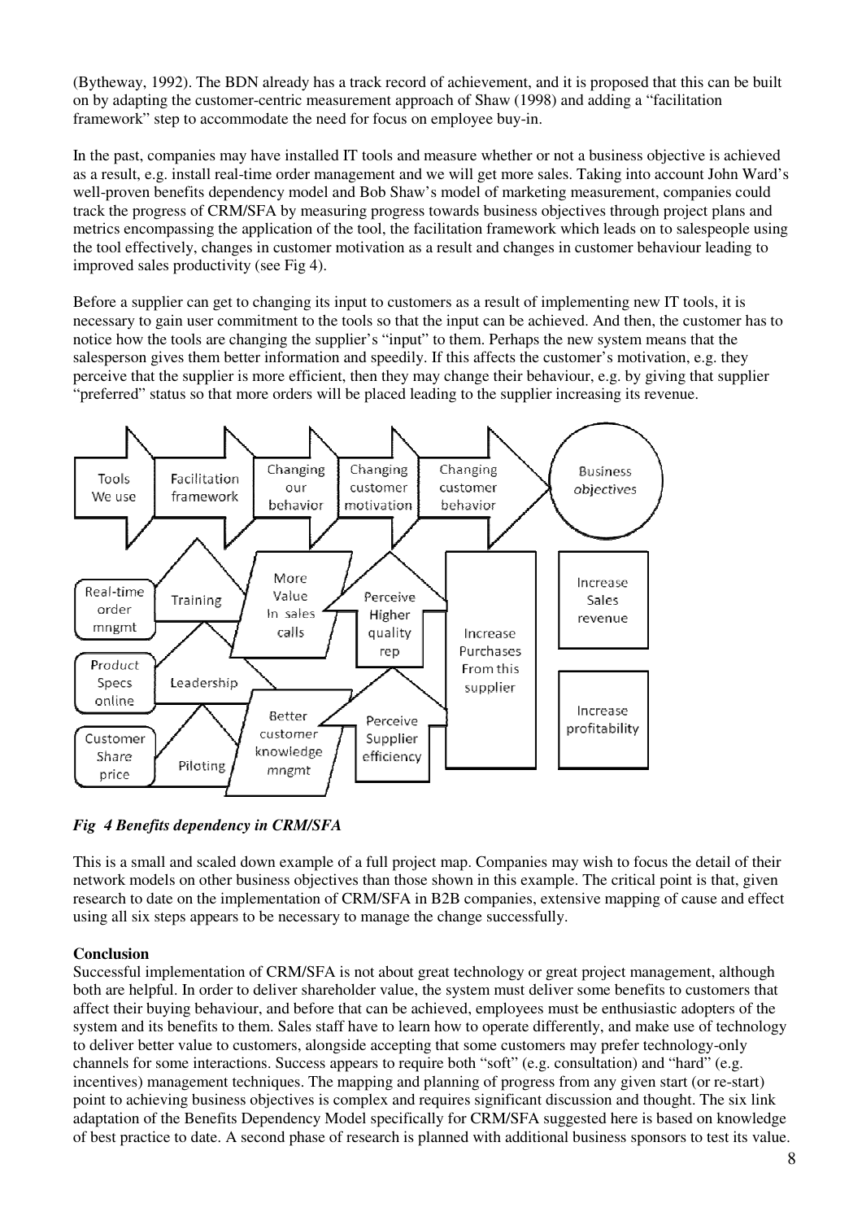(Bytheway, 1992). The BDN already has a track record of achievement, and it is proposed that this can be built on by adapting the customer-centric measurement approach of Shaw (1998) and adding a "facilitation framework" step to accommodate the need for focus on employee buy-in.

In the past, companies may have installed IT tools and measure whether or not a business objective is achieved as a result, e.g. install real-time order management and we will get more sales. Taking into account John Ward's well-proven benefits dependency model and Bob Shaw's model of marketing measurement, companies could track the progress of CRM/SFA by measuring progress towards business objectives through project plans and metrics encompassing the application of the tool, the facilitation framework which leads on to salespeople using the tool effectively, changes in customer motivation as a result and changes in customer behaviour leading to improved sales productivity (see Fig 4).

Before a supplier can get to changing its input to customers as a result of implementing new IT tools, it is necessary to gain user commitment to the tools so that the input can be achieved. And then, the customer has to notice how the tools are changing the supplier's "input" to them. Perhaps the new system means that the salesperson gives them better information and speedily. If this affects the customer's motivation, e.g. they perceive that the supplier is more efficient, then they may change their behaviour, e.g. by giving that supplier "preferred" status so that more orders will be placed leading to the supplier increasing its revenue.

Tools We use | Facilitation framework | Changing our behavior | Changing customer motivation | Changing customer behavior | Business objectives

Real-time order mngmt | Training | More Value In sales calls | Perceive Higher quality rep | Increase Purchases From this supplier | Increase Sales revenue

Product Specs online | Leadership

Customer Share price | Piloting | Better customer knowledge mngmt | Perceive Supplier efficiency | | Increase profitability

*Fig 4 Benefits dependency in CRM/SFA*

This is a small and scaled down example of a full project map. Companies may wish to focus the detail of their network models on other business objectives than those shown in this example. The critical point is that, given research to date on the implementation of CRM/SFA in B2B companies, extensive mapping of cause and effect using all six steps appears to be necessary to manage the change successfully.

**Conclusion**

Successful implementation of CRM/SFA is not about great technology or great project management, although both are helpful. In order to deliver shareholder value, the system must deliver some benefits to customers that affect their buying behaviour, and before that can be achieved, employees must be enthusiastic adopters of the system and its benefits to them. Sales staff have to learn how to operate differently, and make use of technology to deliver better value to customers, alongside accepting that some customers may prefer technology-only channels for some interactions. Success appears to require both "soft" (e.g. consultation) and "hard" (e.g. incentives) management techniques. The mapping and planning of progress from any given start (or re-start) point to achieving business objectives is complex and requires significant discussion and thought. The six link adaptation of the Benefits Dependency Model specifically for CRM/SFA suggested here is based on knowledge of best practice to date. A second phase of research is planned with additional business sponsors to test its value.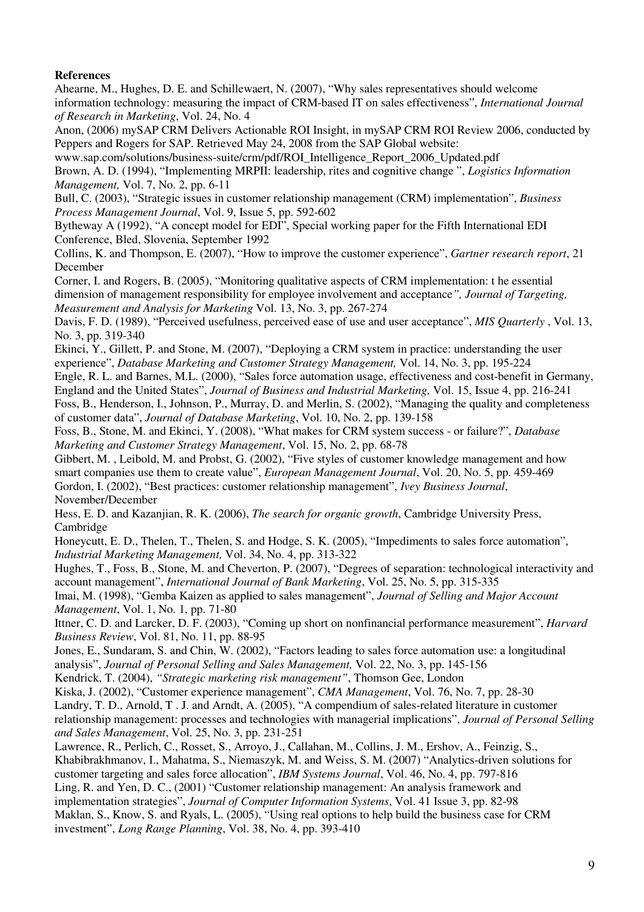**References**

Ahearne, M., Hughes, D. E. and Schillewaert, N. (2007), "Why sales representatives should welcome information technology: measuring the impact of CRM-based IT on sales effectiveness", *International Journal of Research in Marketing*, Vol. 24, No. 4

Anon, (2006) mySAP CRM Delivers Actionable ROI Insight, in mySAP CRM ROI Review 2006, conducted by Peppers and Rogers for SAP. Retrieved May 24, 2008 from the SAP Global website: www.sap.com/solutions/business-suite/crm/pdf/ROI_Intelligence_Report_2006_Updated.pdf

Brown, A. D. (1994), "Implementing MRPII: leadership, rites and cognitive change ", *Logistics Information Management,* Vol. 7, No. 2, pp. 6-11

Bull, C. (2003), "Strategic issues in customer relationship management (CRM) implementation", *Business Process Management Journal*, Vol. 9, Issue 5, pp. 592-602

Bytheway A (1992), "A concept model for EDI", Special working paper for the Fifth International EDI Conference, Bled, Slovenia, September 1992

Collins, K. and Thompson, E. (2007), "How to improve the customer experience", *Gartner research report*, 21 December

Corner, I. and Rogers, B. (2005), "Monitoring qualitative aspects of CRM implementation: t he essential dimension of management responsibility for employee involvement and acceptance*", Journal of Targeting, Measurement and Analysis for Marketing* Vol. 13, No. 3, pp. 267-274

Davis, F. D. (1989), "Perceived usefulness, perceived ease of use and user acceptance", *MIS Quarterly* , Vol. 13, No. 3, pp. 319-340

Ekinci, Y., Gillett, P. and Stone, M. (2007), "Deploying a CRM system in practice: understanding the user experience", *Database Marketing and Customer Strategy Management,* Vol. 14, No. 3, pp. 195-224

Engle, R. L. and Barnes, M.L. (2000), "Sales force automation usage, effectiveness and cost-benefit in Germany, England and the United States", *Journal of Business and Industrial Marketing,* Vol. 15, Issue 4, pp. 216-241

Foss, B., Henderson, I., Johnson, P., Murray, D. and Merlin, S. (2002), "Managing the quality and completeness of customer data", *Journal of Database Marketing*, Vol. 10, No. 2, pp. 139-158

Foss, B., Stone, M. and Ekinci, Y. (2008), "What makes for CRM system success - or failure?", *Database Marketing and Customer Strategy Management*, Vol. 15, No. 2, pp. 68-78

Gibbert, M. , Leibold, M. and Probst, G. (2002), "Five styles of customer knowledge management and how smart companies use them to create value", *European Management Journal*, Vol. 20, No. 5, pp. 459-469

Gordon, I. (2002), "Best practices: customer relationship management", *Ivey Business Journal*, November/December

Hess, E. D. and Kazanjian, R. K. (2006), *The search for organic growth*, Cambridge University Press, Cambridge

Honeycutt, E. D., Thelen, T., Thelen, S. and Hodge, S. K. (2005), "Impediments to sales force automation", *Industrial Marketing Management,* Vol. 34, No. 4, pp. 313-322

Hughes, T., Foss, B., Stone, M. and Cheverton, P. (2007), "Degrees of separation: technological interactivity and account management", *International Journal of Bank Marketing*, Vol. 25, No. 5, pp. 315-335

Imai, M. (1998), "Gemba Kaizen as applied to sales management", *Journal of Selling and Major Account Management*, Vol. 1, No. 1, pp. 71-80

Ittner, C. D. and Larcker, D. F. (2003), "Coming up short on nonfinancial performance measurement", *Harvard Business Review*, Vol. 81, No. 11, pp. 88-95

Jones, E., Sundaram, S. and Chin, W. (2002), "Factors leading to sales force automation use: a longitudinal analysis", *Journal of Personal Selling and Sales Management,* Vol. 22, No. 3, pp. 145-156

Kendrick, T. (2004), *"Strategic marketing risk management"*, Thomson Gee, London

Kiska, J. (2002), "Customer experience management", *CMA Management*, Vol. 76, No. 7, pp. 28-30

Landry, T. D., Arnold, T . J. and Arndt, A. (2005), "A compendium of sales-related literature in customer relationship management: processes and technologies with managerial implications", *Journal of Personal Selling and Sales Management*, Vol. 25, No. 3, pp. 231-251

Lawrence, R., Perlich, C., Rosset, S., Arroyo, J., Callahan, M., Collins, J. M., Ershov, A., Feinzig, S., Khabibrakhmanov, I., Mahatma, S., Niemaszyk, M. and Weiss, S. M. (2007) "Analytics-driven solutions for customer targeting and sales force allocation", *IBM Systems Journal*, Vol. 46, No. 4, pp. 797-816

Ling, R. and Yen, D. C., (2001) "Customer relationship management: An analysis framework and implementation strategies", *Journal of Computer Information Systems*, Vol. 41 Issue 3, pp. 82-98

Maklan, S., Know, S. and Ryals, L. (2005), "Using real options to help build the business case for CRM investment", *Long Range Planning*, Vol. 38, No. 4, pp. 393-410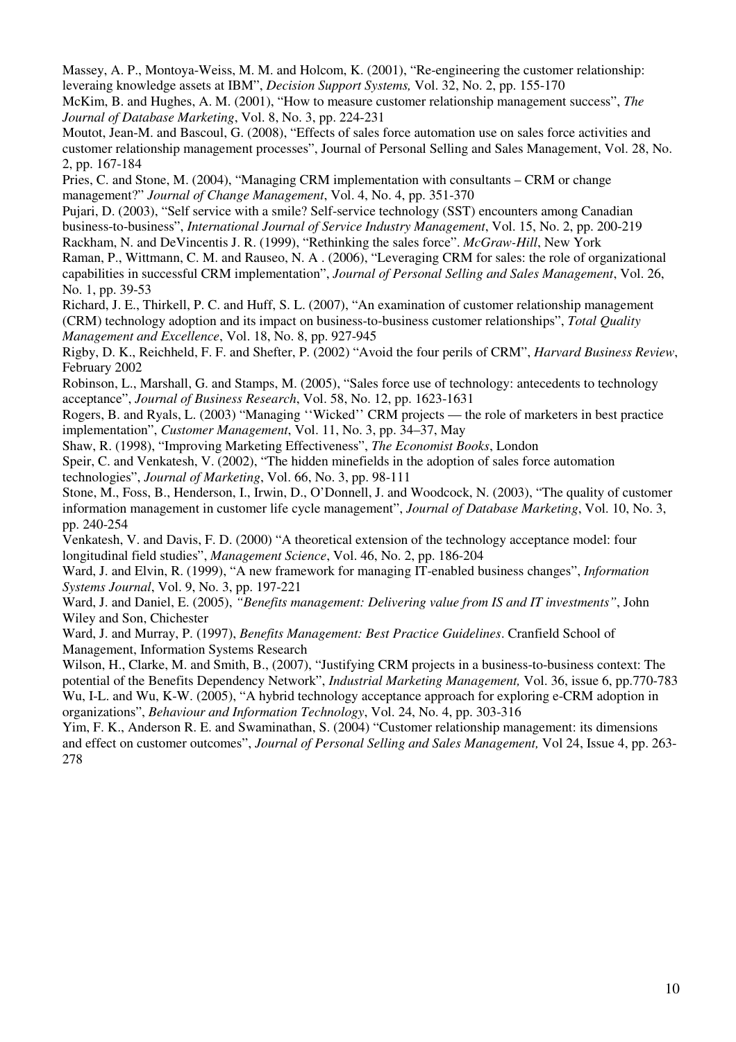Massey, A. P., Montoya-Weiss, M. M. and Holcom, K. (2001), "Re-engineering the customer relationship: leveraing knowledge assets at IBM", *Decision Support Systems,* Vol. 32, No. 2, pp. 155-170

McKim, B. and Hughes, A. M. (2001), "How to measure customer relationship management success", *The Journal of Database Marketing*, Vol. 8, No. 3, pp. 224-231

Moutot, Jean-M. and Bascoul, G. (2008), "Effects of sales force automation use on sales force activities and customer relationship management processes", Journal of Personal Selling and Sales Management, Vol. 28, No. 2, pp. 167-184

Pries, C. and Stone, M. (2004), "Managing CRM implementation with consultants – CRM or change management?" *Journal of Change Management*, Vol. 4, No. 4, pp. 351-370

Pujari, D. (2003), "Self service with a smile? Self-service technology (SST) encounters among Canadian business-to-business", *International Journal of Service Industry Management*, Vol. 15, No. 2, pp. 200-219

Rackham, N. and DeVincentis J. R. (1999), "Rethinking the sales force". *McGraw-Hill*, New York

Raman, P., Wittmann, C. M. and Rauseo, N. A . (2006), "Leveraging CRM for sales: the role of organizational capabilities in successful CRM implementation", *Journal of Personal Selling and Sales Management*, Vol. 26, No. 1, pp. 39-53

Richard, J. E., Thirkell, P. C. and Huff, S. L. (2007), "An examination of customer relationship management (CRM) technology adoption and its impact on business-to-business customer relationships", *Total Quality Management and Excellence*, Vol. 18, No. 8, pp. 927-945

Rigby, D. K., Reichheld, F. F. and Shefter, P. (2002) "Avoid the four perils of CRM", *Harvard Business Review*, February 2002

Robinson, L., Marshall, G. and Stamps, M. (2005), "Sales force use of technology: antecedents to technology acceptance", *Journal of Business Research*, Vol. 58, No. 12, pp. 1623-1631

Rogers, B. and Ryals, L. (2003) "Managing ''Wicked'' CRM projects — the role of marketers in best practice implementation", *Customer Management*, Vol. 11, No. 3, pp. 34–37, May

Shaw, R. (1998), "Improving Marketing Effectiveness", *The Economist Books*, London

Speir, C. and Venkatesh, V. (2002), "The hidden minefields in the adoption of sales force automation technologies", *Journal of Marketing*, Vol. 66, No. 3, pp. 98-111

Stone, M., Foss, B., Henderson, I., Irwin, D., O'Donnell, J. and Woodcock, N. (2003), "The quality of customer information management in customer life cycle management", *Journal of Database Marketing*, Vol. 10, No. 3, pp. 240-254

Venkatesh, V. and Davis, F. D. (2000) "A theoretical extension of the technology acceptance model: four longitudinal field studies", *Management Science*, Vol. 46, No. 2, pp. 186-204

Ward, J. and Elvin, R. (1999), "A new framework for managing IT-enabled business changes", *Information Systems Journal*, Vol. 9, No. 3, pp. 197-221

Ward, J. and Daniel, E. (2005), *"Benefits management: Delivering value from IS and IT investments"*, John Wiley and Son, Chichester

Ward, J. and Murray, P. (1997), *Benefits Management: Best Practice Guidelines*. Cranfield School of Management, Information Systems Research

Wilson, H., Clarke, M. and Smith, B., (2007), "Justifying CRM projects in a business-to-business context: The potential of the Benefits Dependency Network", *Industrial Marketing Management,* Vol. 36, issue 6, pp.770-783

Wu, I-L. and Wu, K-W. (2005), "A hybrid technology acceptance approach for exploring e-CRM adoption in organizations", *Behaviour and Information Technology*, Vol. 24, No. 4, pp. 303-316

Yim, F. K., Anderson R. E. and Swaminathan, S. (2004) "Customer relationship management: its dimensions and effect on customer outcomes", *Journal of Personal Selling and Sales Management,* Vol 24, Issue 4, pp. 263-278